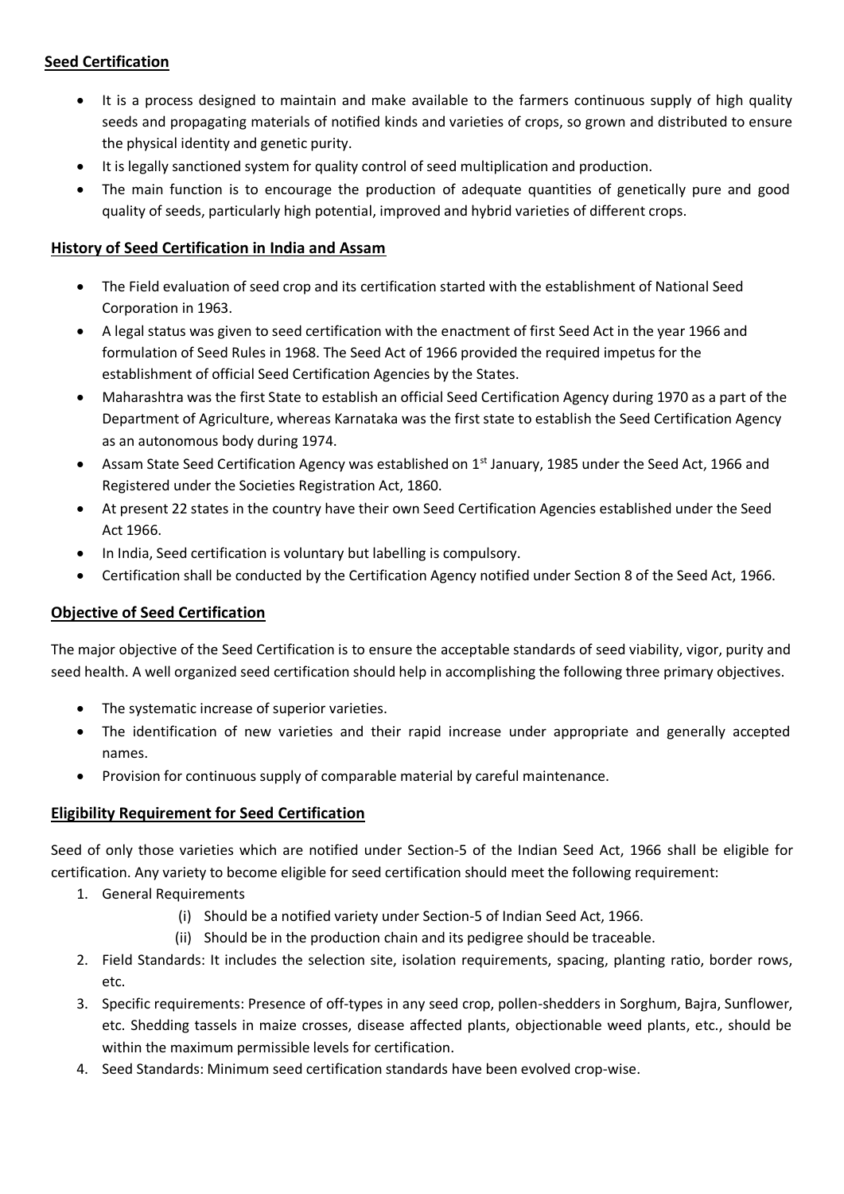## Seed Certification

- It is a process designed to maintain and make available to the farmers continuous supply of high quality seeds and propagating materials of notified kinds and varieties of crops, so grown and distributed to ensure the physical identity and genetic purity.
- It is legally sanctioned system for quality control of seed multiplication and production.
- The main function is to encourage the production of adequate quantities of genetically pure and good quality of seeds, particularly high potential, improved and hybrid varieties of different crops.

## History of Seed Certification in India and Assam

- The Field evaluation of seed crop and its certification started with the establishment of National Seed Corporation in 1963.
- A legal status was given to seed certification with the enactment of first Seed Act in the year 1966 and formulation of Seed Rules in 1968. The Seed Act of 1966 provided the required impetus for the establishment of official Seed Certification Agencies by the States.
- Maharashtra was the first State to establish an official Seed Certification Agency during 1970 as a part of the Department of Agriculture, whereas Karnataka was the first state to establish the Seed Certification Agency as an autonomous body during 1974.
- Assam State Seed Certification Agency was established on 1st January, 1985 under the Seed Act, 1966 and Registered under the Societies Registration Act, 1860.
- At present 22 states in the country have their own Seed Certification Agencies established under the Seed Act 1966.
- In India, Seed certification is voluntary but labelling is compulsory.
- Certification shall be conducted by the Certification Agency notified under Section 8 of the Seed Act, 1966.

## Objective of Seed Certification

The major objective of the Seed Certification is to ensure the acceptable standards of seed viability, vigor, purity and seed health. A well organized seed certification should help in accomplishing the following three primary objectives.

- The systematic increase of superior varieties.
- The identification of new varieties and their rapid increase under appropriate and generally accepted names.
- Provision for continuous supply of comparable material by careful maintenance.

## Eligibility Requirement for Seed Certification

Seed of only those varieties which are notified under Section-5 of the Indian Seed Act, 1966 shall be eligible for certification. Any variety to become eligible for seed certification should meet the following requirement:

1. General Requirements
   - (i) Should be a notified variety under Section-5 of Indian Seed Act, 1966.
   - (ii) Should be in the production chain and its pedigree should be traceable.
2. Field Standards: It includes the selection site, isolation requirements, spacing, planting ratio, border rows, etc.
3. Specific requirements: Presence of off-types in any seed crop, pollen-shedders in Sorghum, Bajra, Sunflower, etc. Shedding tassels in maize crosses, disease affected plants, objectionable weed plants, etc., should be within the maximum permissible levels for certification.
4. Seed Standards: Minimum seed certification standards have been evolved crop-wise.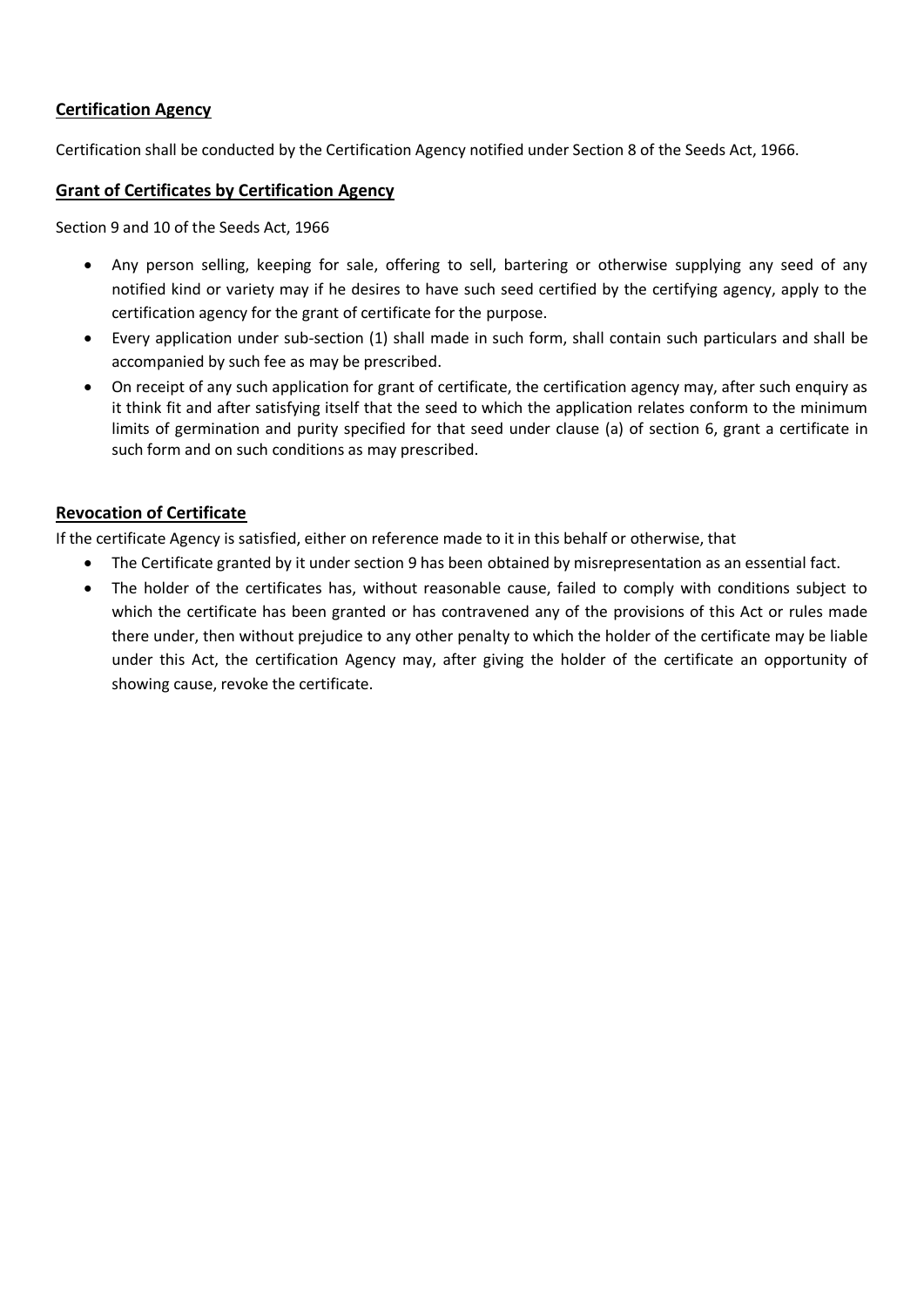## Certification Agency

Certification shall be conducted by the Certification Agency notified under Section 8 of the Seeds Act, 1966.

## Grant of Certificates by Certification Agency

Section 9 and 10 of the Seeds Act, 1966

- Any person selling, keeping for sale, offering to sell, bartering or otherwise supplying any seed of any notified kind or variety may if he desires to have such seed certified by the certifying agency, apply to the certification agency for the grant of certificate for the purpose.
- Every application under sub-section (1) shall made in such form, shall contain such particulars and shall be accompanied by such fee as may be prescribed.
- On receipt of any such application for grant of certificate, the certification agency may, after such enquiry as it think fit and after satisfying itself that the seed to which the application relates conform to the minimum limits of germination and purity specified for that seed under clause (a) of section 6, grant a certificate in such form and on such conditions as may prescribed.

## Revocation of Certificate

If the certificate Agency is satisfied, either on reference made to it in this behalf or otherwise, that

- The Certificate granted by it under section 9 has been obtained by misrepresentation as an essential fact.
- The holder of the certificates has, without reasonable cause, failed to comply with conditions subject to which the certificate has been granted or has contravened any of the provisions of this Act or rules made there under, then without prejudice to any other penalty to which the holder of the certificate may be liable under this Act, the certification Agency may, after giving the holder of the certificate an opportunity of showing cause, revoke the certificate.